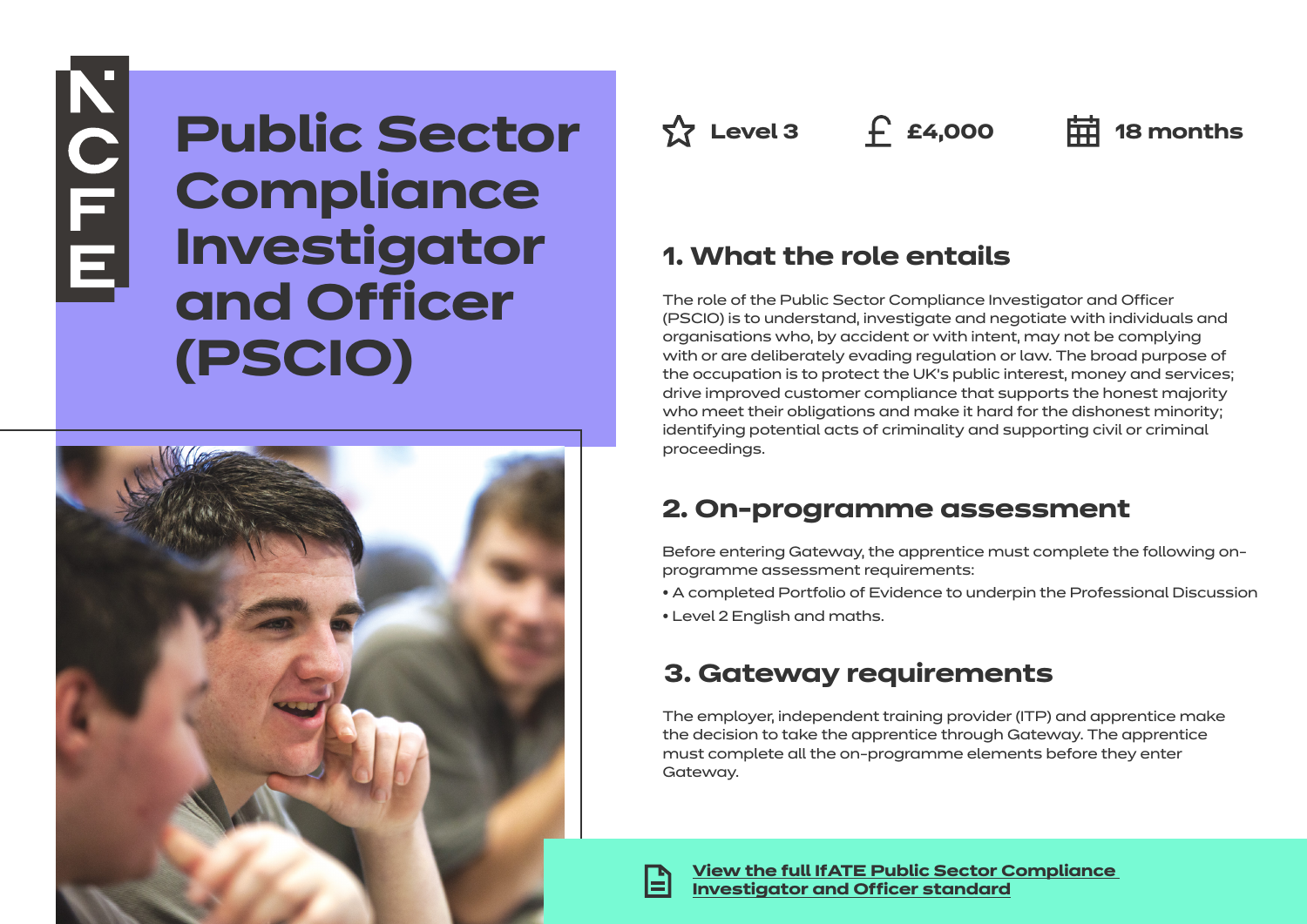# Public Sector Compliance Investigator and Officer (PSCIO)

Level 3 | £4,000 | 18 months

## 1. What the role entails

The role of the Public Sector Compliance Investigator and Officer (PSCIO) is to understand, investigate and negotiate with individuals and organisations who, by accident or with intent, may not be complying with or are deliberately evading regulation or law. The broad purpose of the occupation is to protect the UK's public interest, money and services; drive improved customer compliance that supports the honest majority who meet their obligations and make it hard for the dishonest minority; identifying potential acts of criminality and supporting civil or criminal proceedings.

## 2. On-programme assessment

Before entering Gateway, the apprentice must complete the following on-programme assessment requirements:

- A completed Portfolio of Evidence to underpin the Professional Discussion
- Level 2 English and maths.

## 3. Gateway requirements

The employer, independent training provider (ITP) and apprentice make the decision to take the apprentice through Gateway. The apprentice must complete all the on-programme elements before they enter Gateway.

[View the full IfATE Public Sector Compliance Investigator and Officer standard]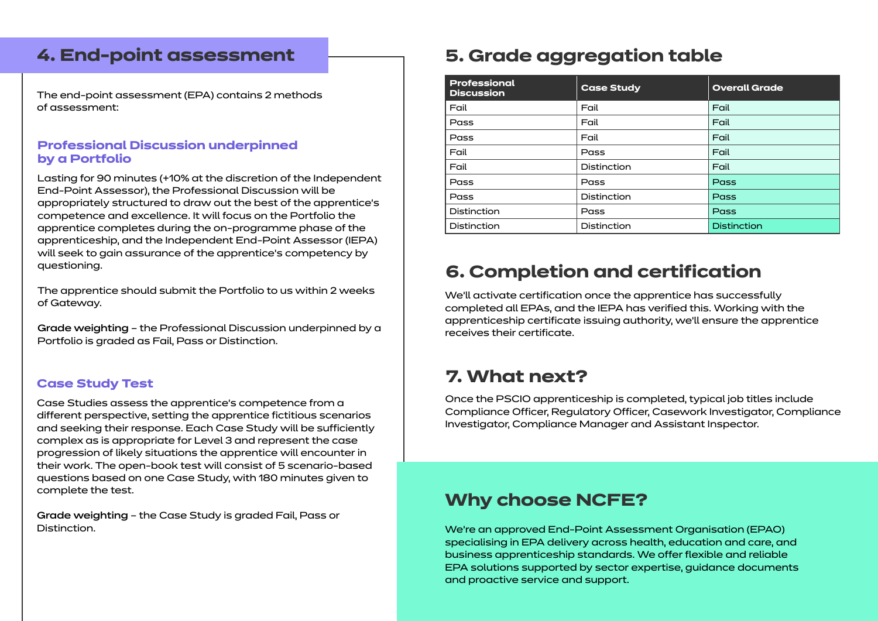## 4. End-point assessment

The end-point assessment (EPA) contains 2 methods of assessment:

### Professional Discussion underpinned by a Portfolio

Lasting for 90 minutes (+10% at the discretion of the Independent End-Point Assessor), the Professional Discussion will be appropriately structured to draw out the best of the apprentice's competence and excellence. It will focus on the Portfolio the apprentice completes during the on-programme phase of the apprenticeship, and the Independent End-Point Assessor (IEPA) will seek to gain assurance of the apprentice's competency by questioning.

The apprentice should submit the Portfolio to us within 2 weeks of Gateway.

**Grade weighting** – the Professional Discussion underpinned by a Portfolio is graded as Fail, Pass or Distinction.

### Case Study Test

Case Studies assess the apprentice's competence from a different perspective, setting the apprentice fictitious scenarios and seeking their response. Each Case Study will be sufficiently complex as is appropriate for Level 3 and represent the case progression of likely situations the apprentice will encounter in their work. The open-book test will consist of 5 scenario-based questions based on one Case Study, with 180 minutes given to complete the test.

**Grade weighting** – the Case Study is graded Fail, Pass or Distinction.

## 5. Grade aggregation table

| Professional Discussion | Case Study | Overall Grade |
|---|---|---|
| Fail | Fail | Fail |
| Pass | Fail | Fail |
| Pass | Fail | Fail |
| Fail | Pass | Fail |
| Fail | Distinction | Fail |
| Pass | Pass | Pass |
| Pass | Distinction | Pass |
| Distinction | Pass | Pass |
| Distinction | Distinction | Distinction |

## 6. Completion and certification

We'll activate certification once the apprentice has successfully completed all EPAs, and the IEPA has verified this. Working with the apprenticeship certificate issuing authority, we'll ensure the apprentice receives their certificate.

## 7. What next?

Once the PSCIO apprenticeship is completed, typical job titles include Compliance Officer, Regulatory Officer, Casework Investigator, Compliance Investigator, Compliance Manager and Assistant Inspector.

## Why choose NCFE?

We're an approved End-Point Assessment Organisation (EPAO) specialising in EPA delivery across health, education and care, and business apprenticeship standards. We offer flexible and reliable EPA solutions supported by sector expertise, guidance documents and proactive service and support.